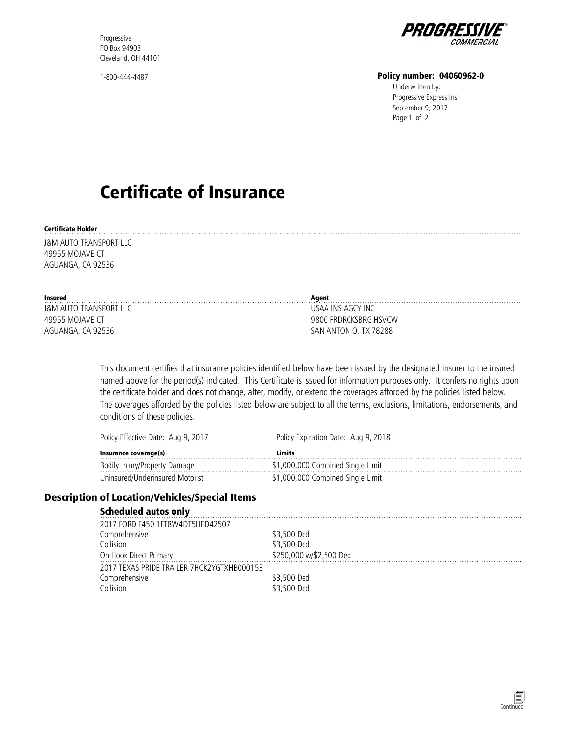Progressive
PO Box 94903
Cleveland, OH 44101

1-800-444-4487

**PROGRESSIVE®**
*COMMERCIAL*

**Policy number: 04060962-0**
Underwritten by:
Progressive Express Ins
September 9, 2017

# Certificate of Insurance

**Certificate Holder**

J&M AUTO TRANSPORT LLC
49955 MOJAVE CT
AGUANGA, CA 92536

**Insured**

J&M AUTO TRANSPORT LLC
49955 MOJAVE CT
AGUANGA, CA 92536

**Agent**

USAA INS AGCY INC
9800 FRDRCKSBRG HSVCW
SAN ANTONIO, TX 78288

This document certifies that insurance policies identified below have been issued by the designated insurer to the insured named above for the period(s) indicated. This Certificate is issued for information purposes only. It confers no rights upon the certificate holder and does not change, alter, modify, or extend the coverages afforded by the policies listed below. The coverages afforded by the policies listed below are subject to all the terms, exclusions, limitations, endorsements, and conditions of these policies.

Policy Effective Date: Aug 9, 2017 | Policy Expiration Date: Aug 9, 2018

| Insurance coverage(s) | Limits |
|---|---|
| Bodily Injury/Property Damage | $1,000,000 Combined Single Limit |
| Uninsured/Underinsured Motorist | $1,000,000 Combined Single Limit |

## Description of Location/Vehicles/Special Items

### Scheduled autos only

| 2017 FORD F450 1FT8W4DT5HED42507 | |
|---|---|
| Comprehensive | $3,500 Ded |
| Collision | $3,500 Ded |
| On-Hook Direct Primary | $250,000 w/$2,500 Ded |

| 2017 TEXAS PRIDE TRAILER 7HCK2YGTXHB000153 | |
|---|---|
| Comprehensive | $3,500 Ded |
| Collision | $3,500 Ded |

Continued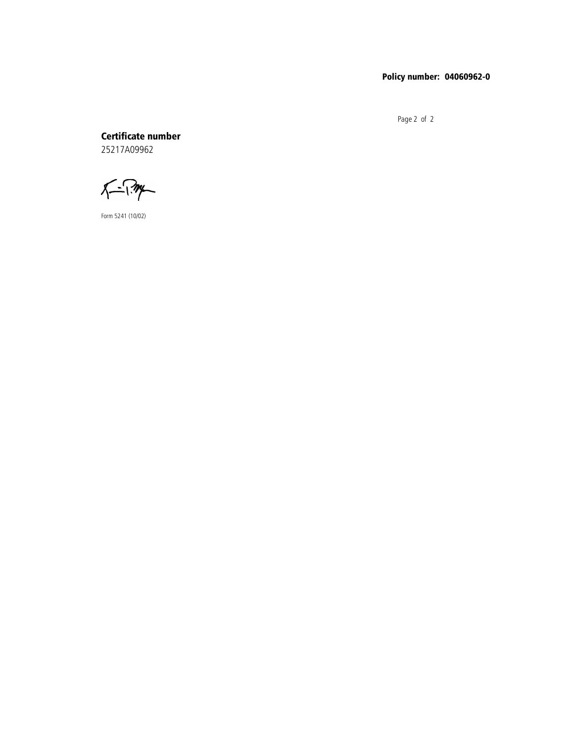**Policy number: 04060962-0**

**Certificate number**
25217A09962

Form 5241 (10/02)